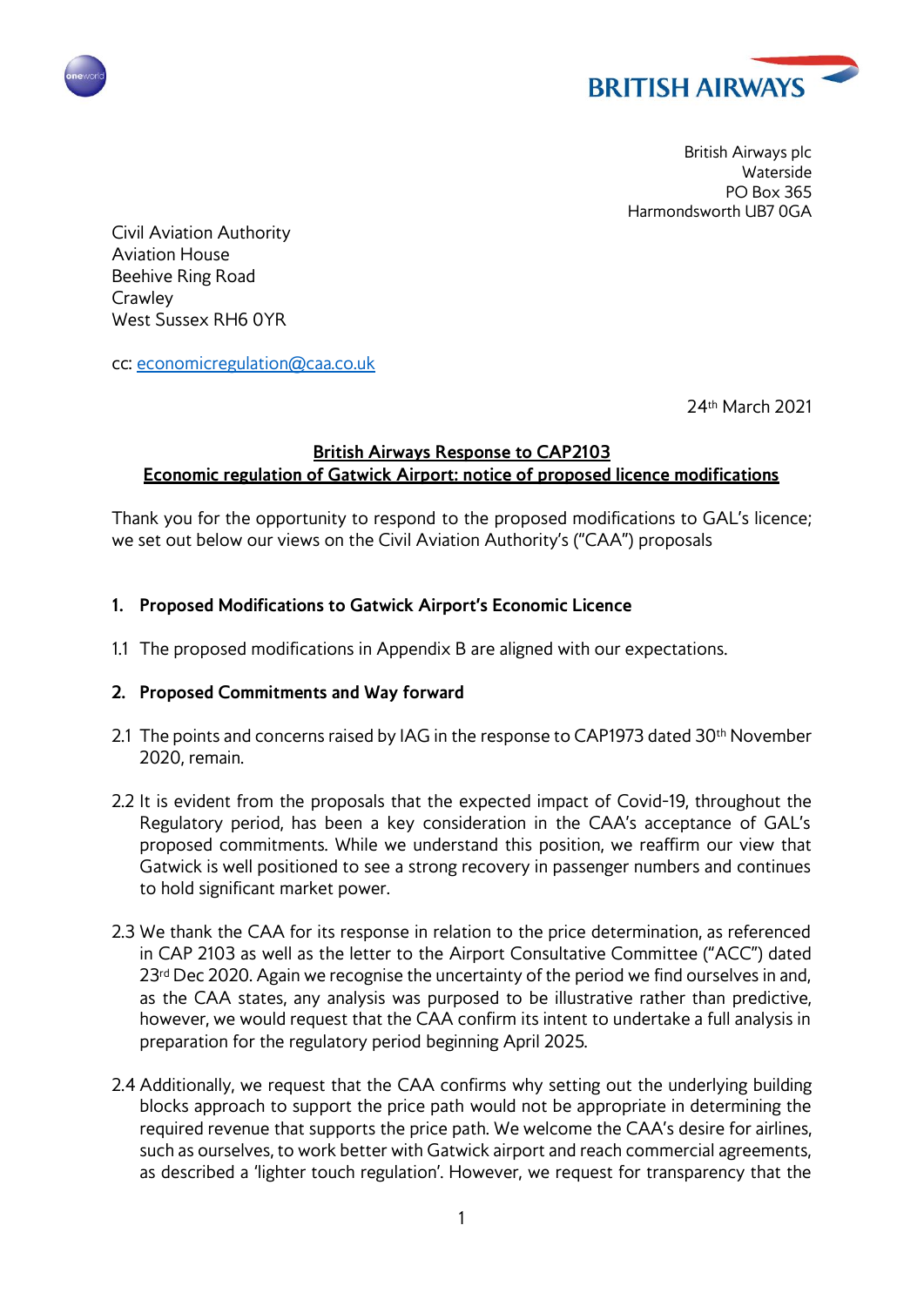British Airways plc
Waterside
PO Box 365
Harmondsworth UB7 0GA

Civil Aviation Authority
Aviation House
Beehive Ring Road
Crawley
West Sussex RH6 0YR

cc: economicregulation@caa.co.uk

24th March 2021

**British Airways Response to CAP2103**
**Economic regulation of Gatwick Airport: notice of proposed licence modifications**

Thank you for the opportunity to respond to the proposed modifications to GAL's licence; we set out below our views on the Civil Aviation Authority's ("CAA") proposals

## 1. Proposed Modifications to Gatwick Airport's Economic Licence

1.1 The proposed modifications in Appendix B are aligned with our expectations.

## 2. Proposed Commitments and Way forward

2.1 The points and concerns raised by IAG in the response to CAP1973 dated 30th November 2020, remain.

2.2 It is evident from the proposals that the expected impact of Covid-19, throughout the Regulatory period, has been a key consideration in the CAA's acceptance of GAL's proposed commitments. While we understand this position, we reaffirm our view that Gatwick is well positioned to see a strong recovery in passenger numbers and continues to hold significant market power.

2.3 We thank the CAA for its response in relation to the price determination, as referenced in CAP 2103 as well as the letter to the Airport Consultative Committee ("ACC") dated 23rd Dec 2020. Again we recognise the uncertainty of the period we find ourselves in and, as the CAA states, any analysis was purposed to be illustrative rather than predictive, however, we would request that the CAA confirm its intent to undertake a full analysis in preparation for the regulatory period beginning April 2025.

2.4 Additionally, we request that the CAA confirms why setting out the underlying building blocks approach to support the price path would not be appropriate in determining the required revenue that supports the price path. We welcome the CAA's desire for airlines, such as ourselves, to work better with Gatwick airport and reach commercial agreements, as described a 'lighter touch regulation'. However, we request for transparency that the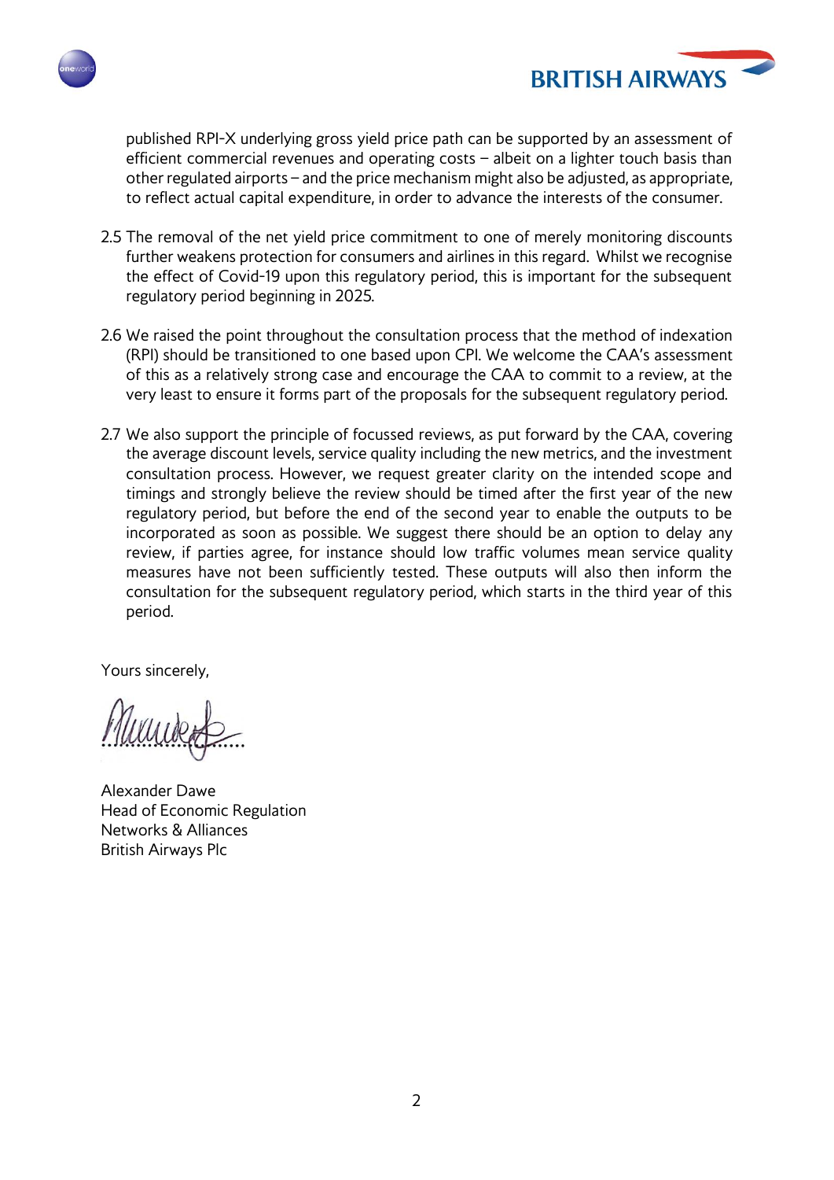published RPI-X underlying gross yield price path can be supported by an assessment of efficient commercial revenues and operating costs – albeit on a lighter touch basis than other regulated airports – and the price mechanism might also be adjusted, as appropriate, to reflect actual capital expenditure, in order to advance the interests of the consumer.

2.5 The removal of the net yield price commitment to one of merely monitoring discounts further weakens protection for consumers and airlines in this regard. Whilst we recognise the effect of Covid-19 upon this regulatory period, this is important for the subsequent regulatory period beginning in 2025.

2.6 We raised the point throughout the consultation process that the method of indexation (RPI) should be transitioned to one based upon CPI. We welcome the CAA's assessment of this as a relatively strong case and encourage the CAA to commit to a review, at the very least to ensure it forms part of the proposals for the subsequent regulatory period.

2.7 We also support the principle of focussed reviews, as put forward by the CAA, covering the average discount levels, service quality including the new metrics, and the investment consultation process. However, we request greater clarity on the intended scope and timings and strongly believe the review should be timed after the first year of the new regulatory period, but before the end of the second year to enable the outputs to be incorporated as soon as possible. We suggest there should be an option to delay any review, if parties agree, for instance should low traffic volumes mean service quality measures have not been sufficiently tested. These outputs will also then inform the consultation for the subsequent regulatory period, which starts in the third year of this period.

Yours sincerely,

Alexander Dawe
Head of Economic Regulation
Networks & Alliances
British Airways Plc